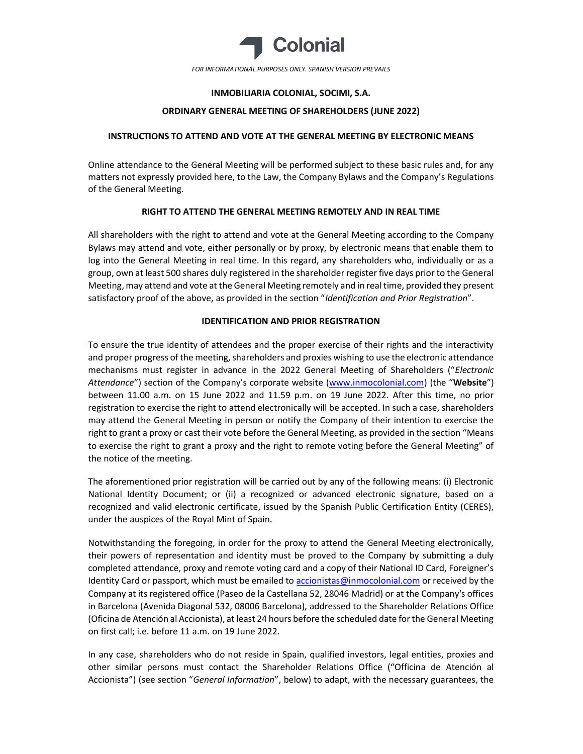Colonial

*FOR INFORMATIONAL PURPOSES ONLY. SPANISH VERSION PREVAILS*

**INMOBILIARIA COLONIAL, SOCIMI, S.A.**

**ORDINARY GENERAL MEETING OF SHAREHOLDERS (JUNE 2022)**

## INSTRUCTIONS TO ATTEND AND VOTE AT THE GENERAL MEETING BY ELECTRONIC MEANS

Online attendance to the General Meeting will be performed subject to these basic rules and, for any matters not expressly provided here, to the Law, the Company Bylaws and the Company's Regulations of the General Meeting.

### RIGHT TO ATTEND THE GENERAL MEETING REMOTELY AND IN REAL TIME

All shareholders with the right to attend and vote at the General Meeting according to the Company Bylaws may attend and vote, either personally or by proxy, by electronic means that enable them to log into the General Meeting in real time. In this regard, any shareholders who, individually or as a group, own at least 500 shares duly registered in the shareholder register five days prior to the General Meeting, may attend and vote at the General Meeting remotely and in real time, provided they present satisfactory proof of the above, as provided in the section "*Identification and Prior Registration*".

### IDENTIFICATION AND PRIOR REGISTRATION

To ensure the true identity of attendees and the proper exercise of their rights and the interactivity and proper progress of the meeting, shareholders and proxies wishing to use the electronic attendance mechanisms must register in advance in the 2022 General Meeting of Shareholders ("*Electronic Attendance*") section of the Company's corporate website (www.inmocolonial.com) (the "**Website**") between 11.00 a.m. on 15 June 2022 and 11.59 p.m. on 19 June 2022. After this time, no prior registration to exercise the right to attend electronically will be accepted. In such a case, shareholders may attend the General Meeting in person or notify the Company of their intention to exercise the right to grant a proxy or cast their vote before the General Meeting, as provided in the section "Means to exercise the right to grant a proxy and the right to remote voting before the General Meeting" of the notice of the meeting.

The aforementioned prior registration will be carried out by any of the following means: (i) Electronic National Identity Document; or (ii) a recognized or advanced electronic signature, based on a recognized and valid electronic certificate, issued by the Spanish Public Certification Entity (CERES), under the auspices of the Royal Mint of Spain.

Notwithstanding the foregoing, in order for the proxy to attend the General Meeting electronically, their powers of representation and identity must be proved to the Company by submitting a duly completed attendance, proxy and remote voting card and a copy of their National ID Card, Foreigner's Identity Card or passport, which must be emailed to accionistas@inmocolonial.com or received by the Company at its registered office (Paseo de la Castellana 52, 28046 Madrid) or at the Company's offices in Barcelona (Avenida Diagonal 532, 08006 Barcelona), addressed to the Shareholder Relations Office (Oficina de Atención al Accionista), at least 24 hours before the scheduled date for the General Meeting on first call; i.e. before 11 a.m. on 19 June 2022.

In any case, shareholders who do not reside in Spain, qualified investors, legal entities, proxies and other similar persons must contact the Shareholder Relations Office ("Officina de Atención al Accionista") (see section "*General Information*", below) to adapt, with the necessary guarantees, the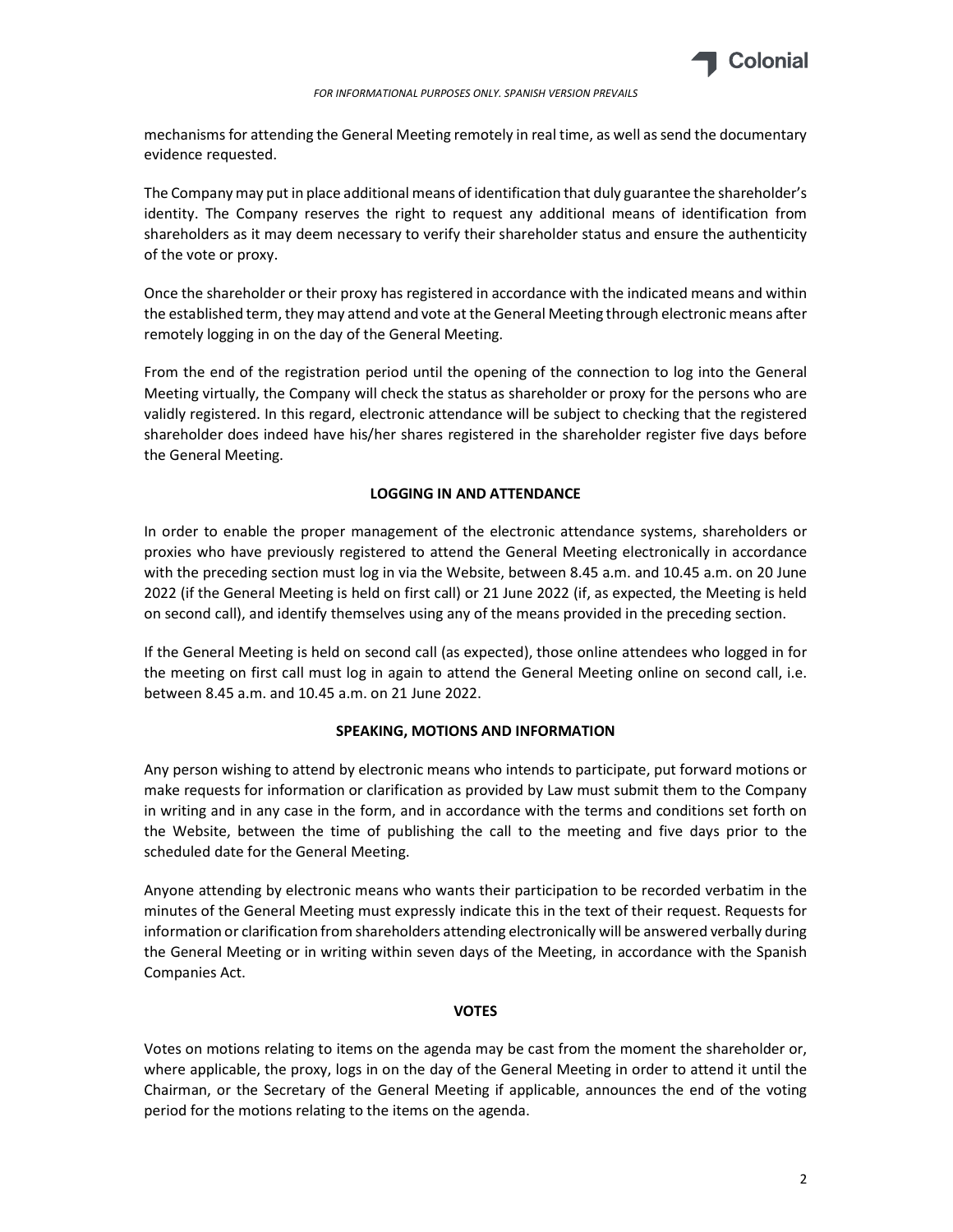mechanisms for attending the General Meeting remotely in real time, as well as send the documentary evidence requested.

The Company may put in place additional means of identification that duly guarantee the shareholder's identity. The Company reserves the right to request any additional means of identification from shareholders as it may deem necessary to verify their shareholder status and ensure the authenticity of the vote or proxy.

Once the shareholder or their proxy has registered in accordance with the indicated means and within the established term, they may attend and vote at the General Meeting through electronic means after remotely logging in on the day of the General Meeting.

From the end of the registration period until the opening of the connection to log into the General Meeting virtually, the Company will check the status as shareholder or proxy for the persons who are validly registered. In this regard, electronic attendance will be subject to checking that the registered shareholder does indeed have his/her shares registered in the shareholder register five days before the General Meeting.

**LOGGING IN AND ATTENDANCE**

In order to enable the proper management of the electronic attendance systems, shareholders or proxies who have previously registered to attend the General Meeting electronically in accordance with the preceding section must log in via the Website, between 8.45 a.m. and 10.45 a.m. on 20 June 2022 (if the General Meeting is held on first call) or 21 June 2022 (if, as expected, the Meeting is held on second call), and identify themselves using any of the means provided in the preceding section.

If the General Meeting is held on second call (as expected), those online attendees who logged in for the meeting on first call must log in again to attend the General Meeting online on second call, i.e. between 8.45 a.m. and 10.45 a.m. on 21 June 2022.

**SPEAKING, MOTIONS AND INFORMATION**

Any person wishing to attend by electronic means who intends to participate, put forward motions or make requests for information or clarification as provided by Law must submit them to the Company in writing and in any case in the form, and in accordance with the terms and conditions set forth on the Website, between the time of publishing the call to the meeting and five days prior to the scheduled date for the General Meeting.

Anyone attending by electronic means who wants their participation to be recorded verbatim in the minutes of the General Meeting must expressly indicate this in the text of their request. Requests for information or clarification from shareholders attending electronically will be answered verbally during the General Meeting or in writing within seven days of the Meeting, in accordance with the Spanish Companies Act.

**VOTES**

Votes on motions relating to items on the agenda may be cast from the moment the shareholder or, where applicable, the proxy, logs in on the day of the General Meeting in order to attend it until the Chairman, or the Secretary of the General Meeting if applicable, announces the end of the voting period for the motions relating to the items on the agenda.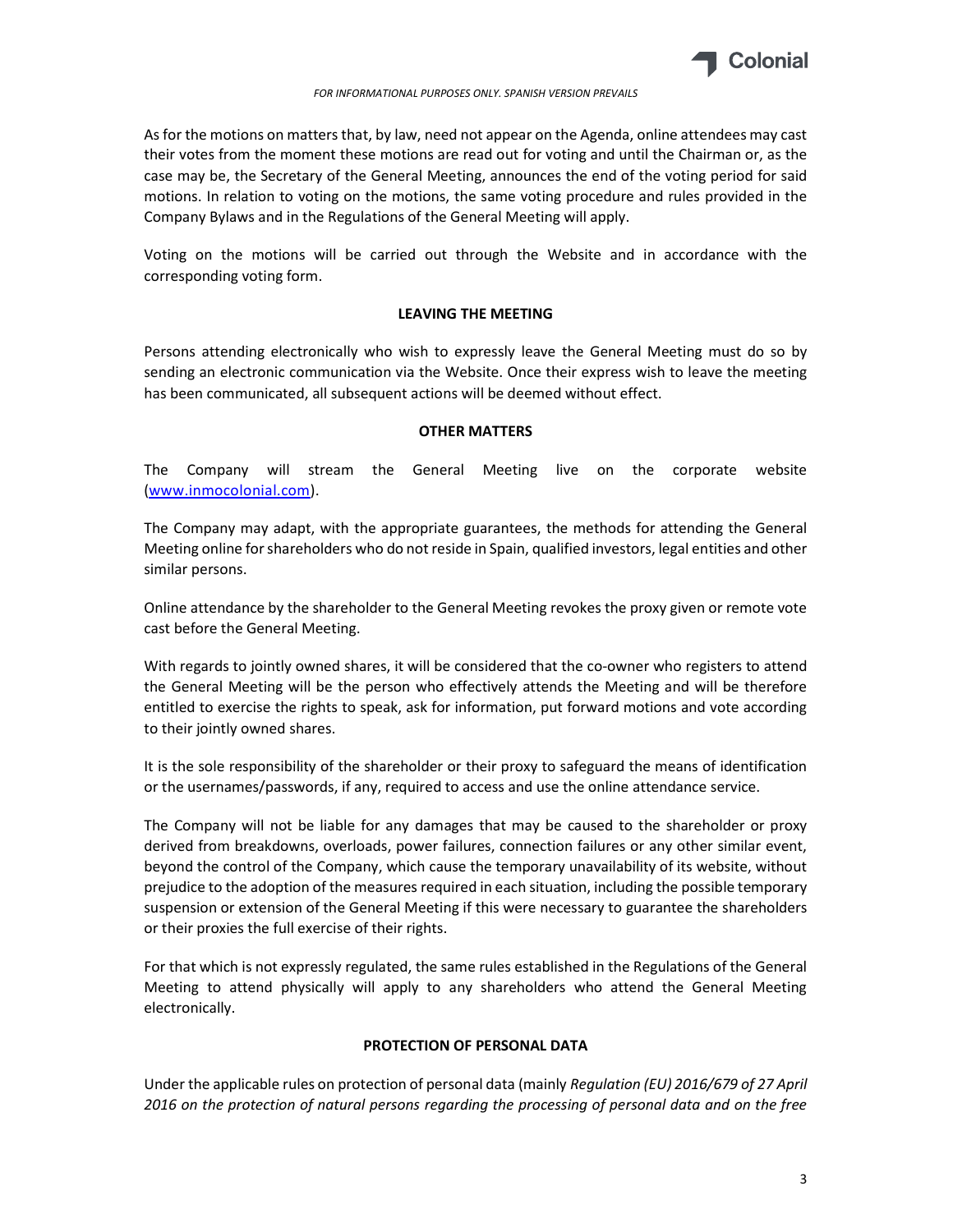As for the motions on matters that, by law, need not appear on the Agenda, online attendees may cast their votes from the moment these motions are read out for voting and until the Chairman or, as the case may be, the Secretary of the General Meeting, announces the end of the voting period for said motions. In relation to voting on the motions, the same voting procedure and rules provided in the Company Bylaws and in the Regulations of the General Meeting will apply.

Voting on the motions will be carried out through the Website and in accordance with the corresponding voting form.

## LEAVING THE MEETING

Persons attending electronically who wish to expressly leave the General Meeting must do so by sending an electronic communication via the Website. Once their express wish to leave the meeting has been communicated, all subsequent actions will be deemed without effect.

## OTHER MATTERS

The Company will stream the General Meeting live on the corporate website ([www.inmocolonial.com](http://www.inmocolonial.com)).

The Company may adapt, with the appropriate guarantees, the methods for attending the General Meeting online for shareholders who do not reside in Spain, qualified investors, legal entities and other similar persons.

Online attendance by the shareholder to the General Meeting revokes the proxy given or remote vote cast before the General Meeting.

With regards to jointly owned shares, it will be considered that the co-owner who registers to attend the General Meeting will be the person who effectively attends the Meeting and will be therefore entitled to exercise the rights to speak, ask for information, put forward motions and vote according to their jointly owned shares.

It is the sole responsibility of the shareholder or their proxy to safeguard the means of identification or the usernames/passwords, if any, required to access and use the online attendance service.

The Company will not be liable for any damages that may be caused to the shareholder or proxy derived from breakdowns, overloads, power failures, connection failures or any other similar event, beyond the control of the Company, which cause the temporary unavailability of its website, without prejudice to the adoption of the measures required in each situation, including the possible temporary suspension or extension of the General Meeting if this were necessary to guarantee the shareholders or their proxies the full exercise of their rights.

For that which is not expressly regulated, the same rules established in the Regulations of the General Meeting to attend physically will apply to any shareholders who attend the General Meeting electronically.

## PROTECTION OF PERSONAL DATA

Under the applicable rules on protection of personal data (mainly *Regulation (EU) 2016/679 of 27 April 2016 on the protection of natural persons regarding the processing of personal data and on the free*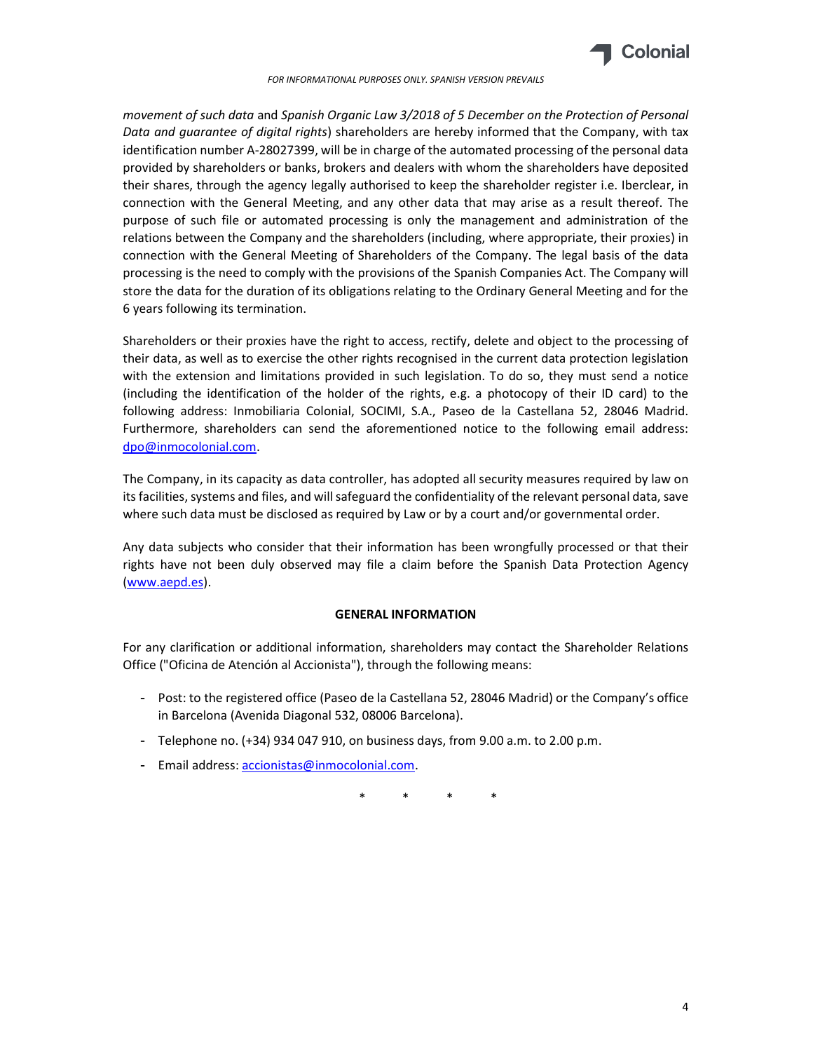*movement of such data* and *Spanish Organic Law 3/2018 of 5 December on the Protection of Personal Data and guarantee of digital rights*) shareholders are hereby informed that the Company, with tax identification number A-28027399, will be in charge of the automated processing of the personal data provided by shareholders or banks, brokers and dealers with whom the shareholders have deposited their shares, through the agency legally authorised to keep the shareholder register i.e. Iberclear, in connection with the General Meeting, and any other data that may arise as a result thereof. The purpose of such file or automated processing is only the management and administration of the relations between the Company and the shareholders (including, where appropriate, their proxies) in connection with the General Meeting of Shareholders of the Company. The legal basis of the data processing is the need to comply with the provisions of the Spanish Companies Act. The Company will store the data for the duration of its obligations relating to the Ordinary General Meeting and for the 6 years following its termination.

Shareholders or their proxies have the right to access, rectify, delete and object to the processing of their data, as well as to exercise the other rights recognised in the current data protection legislation with the extension and limitations provided in such legislation. To do so, they must send a notice (including the identification of the holder of the rights, e.g. a photocopy of their ID card) to the following address: Inmobiliaria Colonial, SOCIMI, S.A., Paseo de la Castellana 52, 28046 Madrid. Furthermore, shareholders can send the aforementioned notice to the following email address: dpo@inmocolonial.com.

The Company, in its capacity as data controller, has adopted all security measures required by law on its facilities, systems and files, and will safeguard the confidentiality of the relevant personal data, save where such data must be disclosed as required by Law or by a court and/or governmental order.

Any data subjects who consider that their information has been wrongfully processed or that their rights have not been duly observed may file a claim before the Spanish Data Protection Agency (www.aepd.es).

**GENERAL INFORMATION**

For any clarification or additional information, shareholders may contact the Shareholder Relations Office ("Oficina de Atención al Accionista"), through the following means:

- Post: to the registered office (Paseo de la Castellana 52, 28046 Madrid) or the Company's office in Barcelona (Avenida Diagonal 532, 08006 Barcelona).
- Telephone no. (+34) 934 047 910, on business days, from 9.00 a.m. to 2.00 p.m.
- Email address: accionistas@inmocolonial.com.

\* \* \* \*